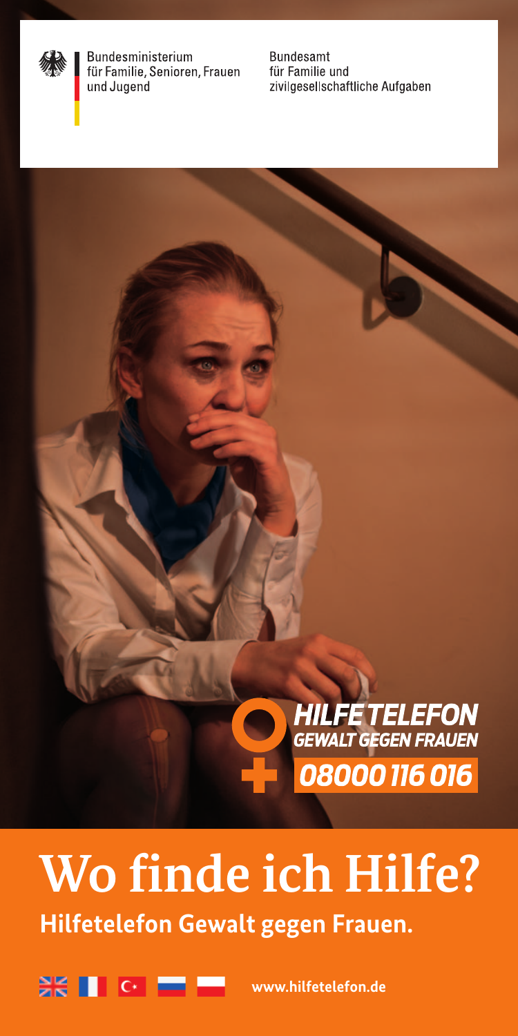Bundesministerium für Familie, Senioren, Frauen und Jugend

Bundesamt für Familie und zivilgesellschaftliche Aufgaben

HILFETELEFON
GEWALT GEGEN FRAUEN
08000 116 016

# Wo finde ich Hilfe?

**Hilfetelefon Gewalt gegen Frauen.**

www.hilfetelefon.de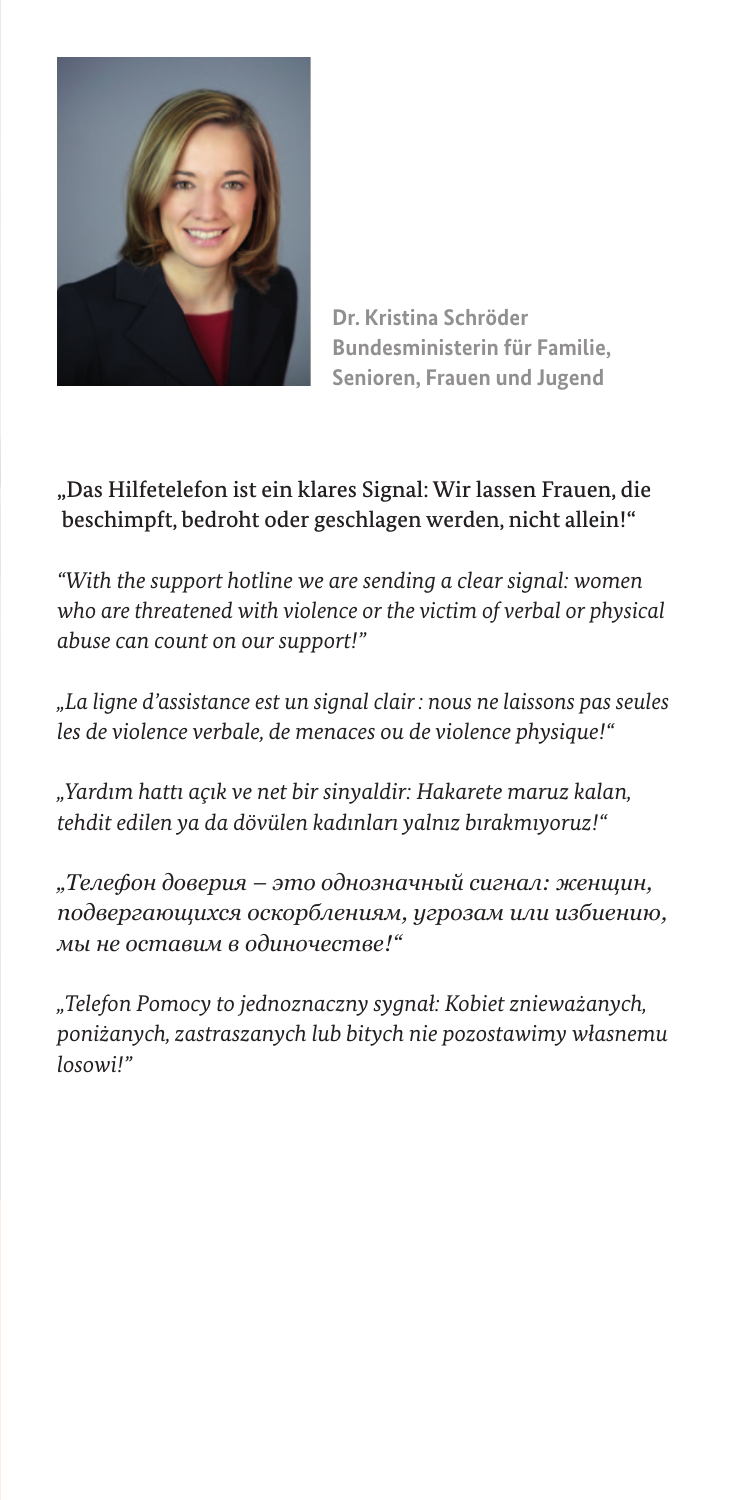**Dr. Kristina Schröder**
**Bundesministerin für Familie, Senioren, Frauen und Jugend**

„Das Hilfetelefon ist ein klares Signal: Wir lassen Frauen, die beschimpft, bedroht oder geschlagen werden, nicht allein!"

*"With the support hotline we are sending a clear signal: women who are threatened with violence or the victim of verbal or physical abuse can count on our support!"*

*„La ligne d'assistance est un signal clair : nous ne laissons pas seules les de violence verbale, de menaces ou de violence physique!"*

*„Yardım hattı açık ve net bir sinyaldir: Hakarete maruz kalan, tehdit edilen ya da dövülen kadınları yalnız bırakmıyoruz!"*

*„Телефон доверия – это однозначный сигнал: женщин, подвергающихся оскорблениям, угрозам или избиению, мы не оставим в одиночестве!"*

*„Telefon Pomocy to jednoznaczny sygnał: Kobiet znieważanych, poniżanych, zastraszanych lub bitych nie pozostawimy własnemu losowi!"*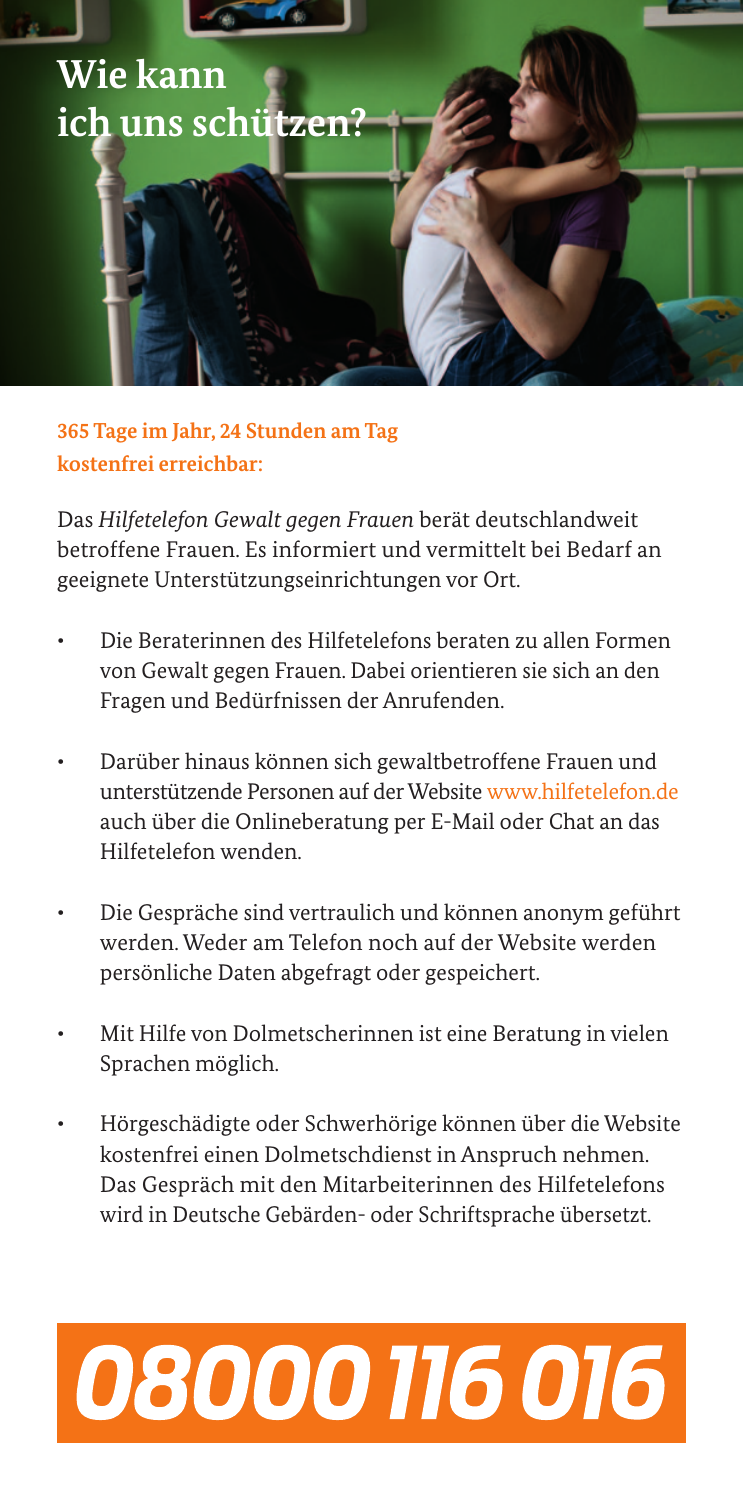# Wie kann ich uns schützen?

**365 Tage im Jahr, 24 Stunden am Tag kostenfrei erreichbar:**

Das *Hilfetelefon Gewalt gegen Frauen* berät deutschlandweit betroffene Frauen. Es informiert und vermittelt bei Bedarf an geeignete Unterstützungseinrichtungen vor Ort.

- Die Beraterinnen des Hilfetelefons beraten zu allen Formen von Gewalt gegen Frauen. Dabei orientieren sie sich an den Fragen und Bedürfnissen der Anrufenden.
- Darüber hinaus können sich gewaltbetroffene Frauen und unterstützende Personen auf der Website www.hilfetelefon.de auch über die Onlineberatung per E-Mail oder Chat an das Hilfetelefon wenden.
- Die Gespräche sind vertraulich und können anonym geführt werden. Weder am Telefon noch auf der Website werden persönliche Daten abgefragt oder gespeichert.
- Mit Hilfe von Dolmetscherinnen ist eine Beratung in vielen Sprachen möglich.
- Hörgeschädigte oder Schwerhörige können über die Website kostenfrei einen Dolmetschdienst in Anspruch nehmen. Das Gespräch mit den Mitarbeiterinnen des Hilfetelefons wird in Deutsche Gebärden- oder Schriftsprache übersetzt.

***08000 116 016***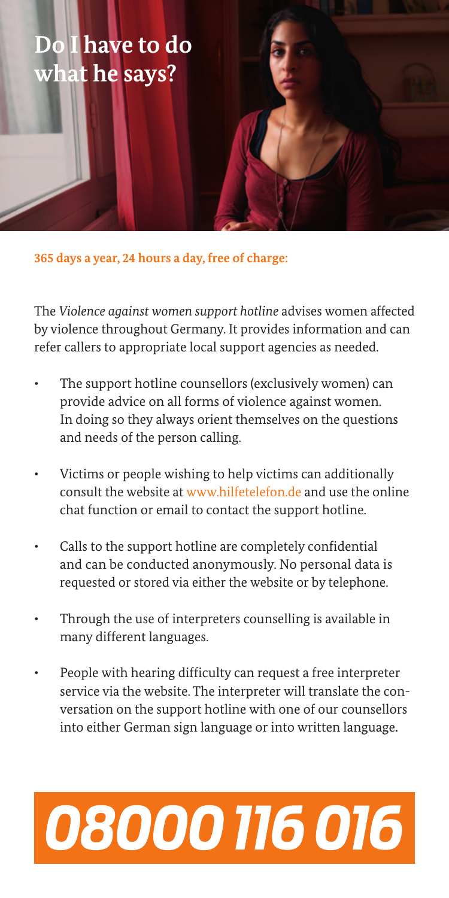# Do I have to do what he says?

**365 days a year, 24 hours a day, free of charge:**

The *Violence against women support hotline* advises women affected by violence throughout Germany. It provides information and can refer callers to appropriate local support agencies as needed.

- The support hotline counsellors (exclusively women) can provide advice on all forms of violence against women. In doing so they always orient themselves on the questions and needs of the person calling.
- Victims or people wishing to help victims can additionally consult the website at www.hilfetelefon.de and use the online chat function or email to contact the support hotline.
- Calls to the support hotline are completely confidential and can be conducted anonymously. No personal data is requested or stored via either the website or by telephone.
- Through the use of interpreters counselling is available in many different languages.
- People with hearing difficulty can request a free interpreter service via the website. The interpreter will translate the conversation on the support hotline with one of our counsellors into either German sign language or into written language.

# *08000 116 016*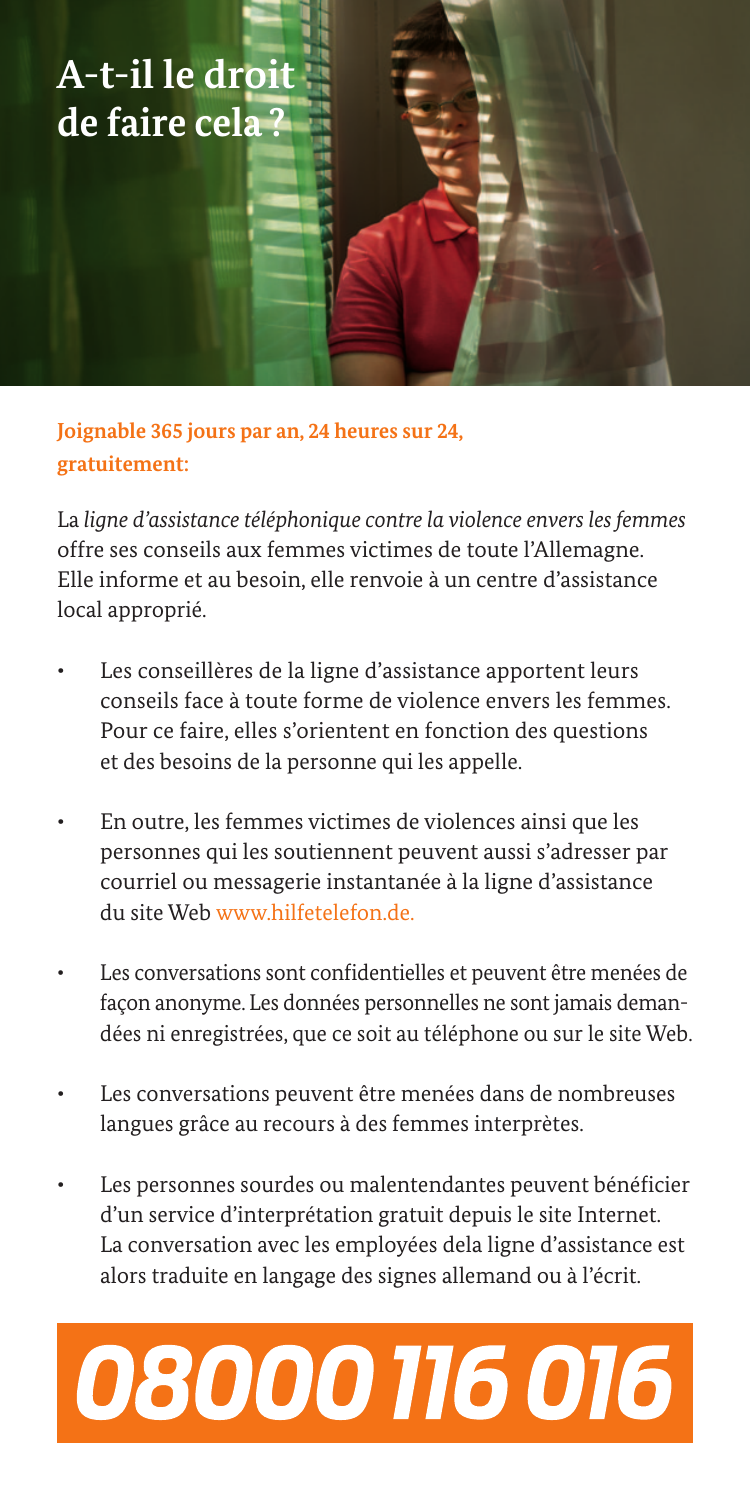# A-t-il le droit de faire cela ?

**Joignable 365 jours par an, 24 heures sur 24, gratuitement:**

La *ligne d'assistance téléphonique contre la violence envers les femmes* offre ses conseils aux femmes victimes de toute l'Allemagne. Elle informe et au besoin, elle renvoie à un centre d'assistance local approprié.

- Les conseillères de la ligne d'assistance apportent leurs conseils face à toute forme de violence envers les femmes. Pour ce faire, elles s'orientent en fonction des questions et des besoins de la personne qui les appelle.
- En outre, les femmes victimes de violences ainsi que les personnes qui les soutiennent peuvent aussi s'adresser par courriel ou messagerie instantanée à la ligne d'assistance du site Web www.hilfetelefon.de.
- Les conversations sont confidentielles et peuvent être menées de façon anonyme. Les données personnelles ne sont jamais demandées ni enregistrées, que ce soit au téléphone ou sur le site Web.
- Les conversations peuvent être menées dans de nombreuses langues grâce au recours à des femmes interprètes.
- Les personnes sourdes ou malentendantes peuvent bénéficier d'un service d'interprétation gratuit depuis le site Internet. La conversation avec les employées dela ligne d'assistance est alors traduite en langage des signes allemand ou à l'écrit.

**08000 116 016**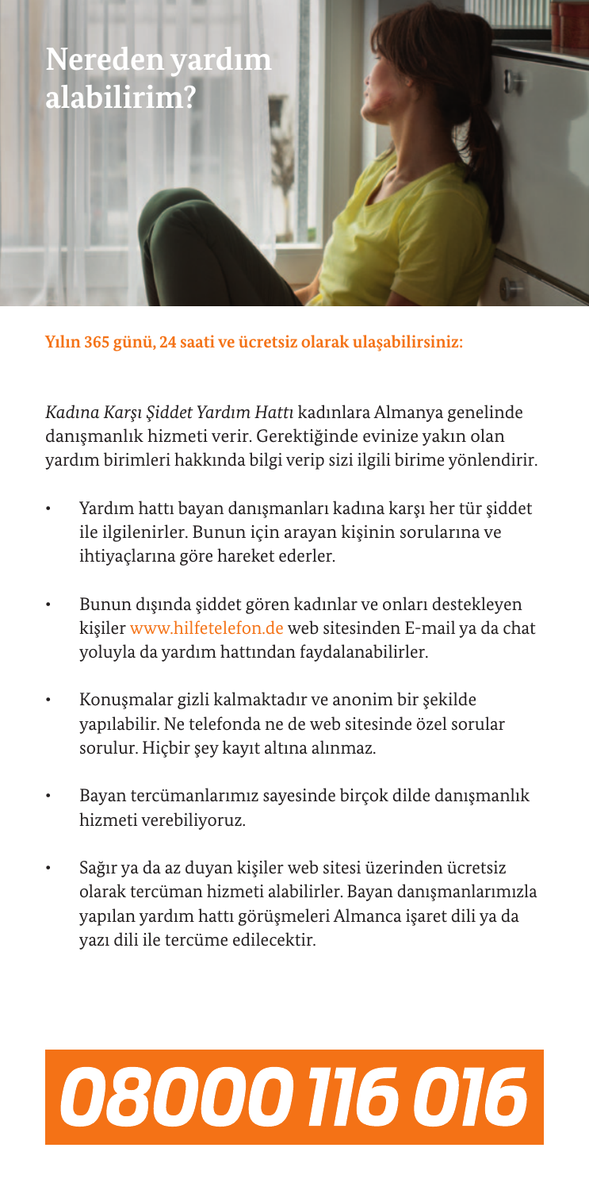# Nereden yardım alabilirim?

**Yılın 365 günü, 24 saati ve ücretsiz olarak ulaşabilirsiniz:**

*Kadına Karşı Şiddet Yardım Hattı* kadınlara Almanya genelinde danışmanlık hizmeti verir. Gerektiğinde evinize yakın olan yardım birimleri hakkında bilgi verip sizi ilgili birime yönlendirir.

- Yardım hattı bayan danışmanları kadına karşı her tür şiddet ile ilgilenirler. Bunun için arayan kişinin sorularına ve ihtiyaçlarına göre hareket ederler.
- Bunun dışında şiddet gören kadınlar ve onları destekleyen kişiler www.hilfetelefon.de web sitesinden E-mail ya da chat yoluyla da yardım hattından faydalanabilirler.
- Konuşmalar gizli kalmaktadır ve anonim bir şekilde yapılabilir. Ne telefonda ne de web sitesinde özel sorular sorulur. Hiçbir şey kayıt altına alınmaz.
- Bayan tercümanlarımız sayesinde birçok dilde danışmanlık hizmeti verebiliyoruz.
- Sağır ya da az duyan kişiler web sitesi üzerinden ücretsiz olarak tercüman hizmeti alabilirler. Bayan danışmanlarımızla yapılan yardım hattı görüşmeleri Almanca işaret dili ya da yazı dili ile tercüme edilecektir.

***08000 116 016***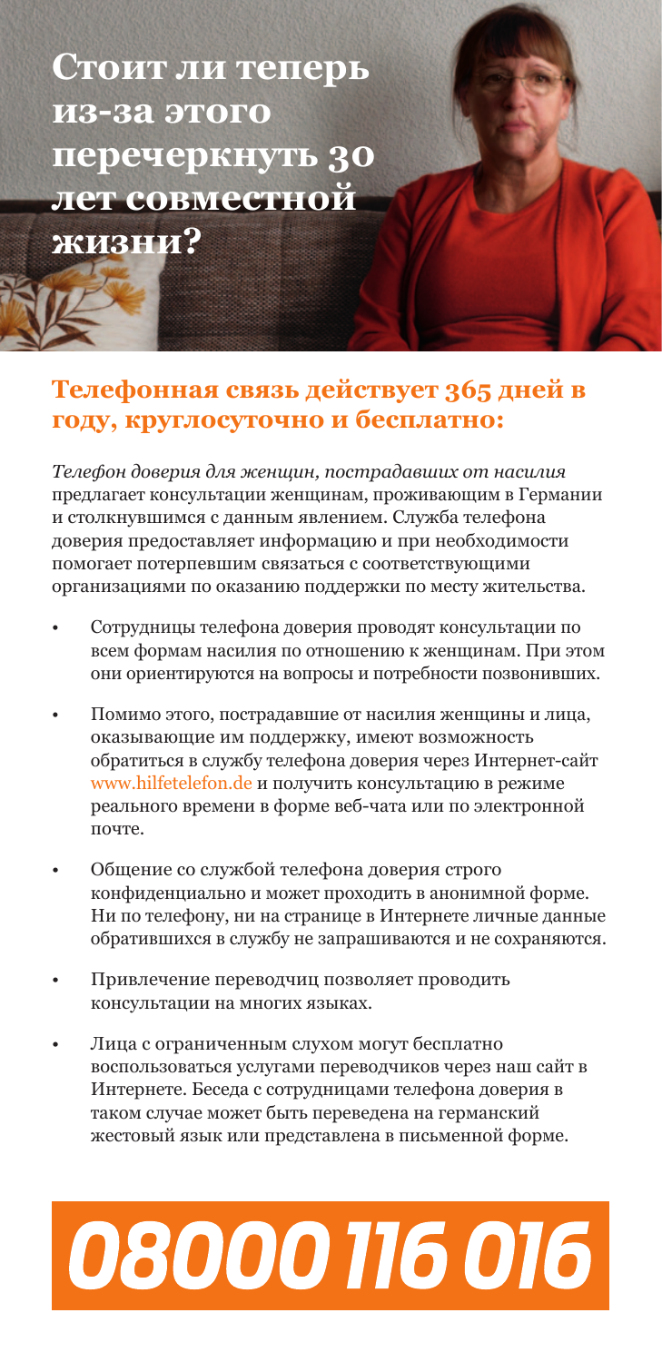# Стоит ли теперь из-за этого перечеркнуть 30 лет совместной жизни?

## Телефонная связь действует 365 дней в году, круглосуточно и бесплатно:

*Телефон доверия для женщин, пострадавших от насилия* предлагает консультации женщинам, проживающим в Германии и столкнувшимся с данным явлением. Служба телефона доверия предоставляет информацию и при необходимости помогает потерпевшим связаться с соответствующими организациями по оказанию поддержки по месту жительства.

- Сотрудницы телефона доверия проводят консультации по всем формам насилия по отношению к женщинам. При этом они ориентируются на вопросы и потребности позвонивших.
- Помимо этого, пострадавшие от насилия женщины и лица, оказывающие им поддержку, имеют возможность обратиться в службу телефона доверия через Интернет-сайт www.hilfetelefon.de и получить консультацию в режиме реального времени в форме веб-чата или по электронной почте.
- Общение со службой телефона доверия строго конфиденциально и может проходить в анонимной форме. Ни по телефону, ни на странице в Интернете личные данные обратившихся в службу не запрашиваются и не сохраняются.
- Привлечение переводчиц позволяет проводить консультации на многих языках.
- Лица с ограниченным слухом могут бесплатно воспользоваться услугами переводчиков через наш сайт в Интернете. Беседа с сотрудницами телефона доверия в таком случае может быть переведена на германский жестовый язык или представлена в письменной форме.

# 08000 116 016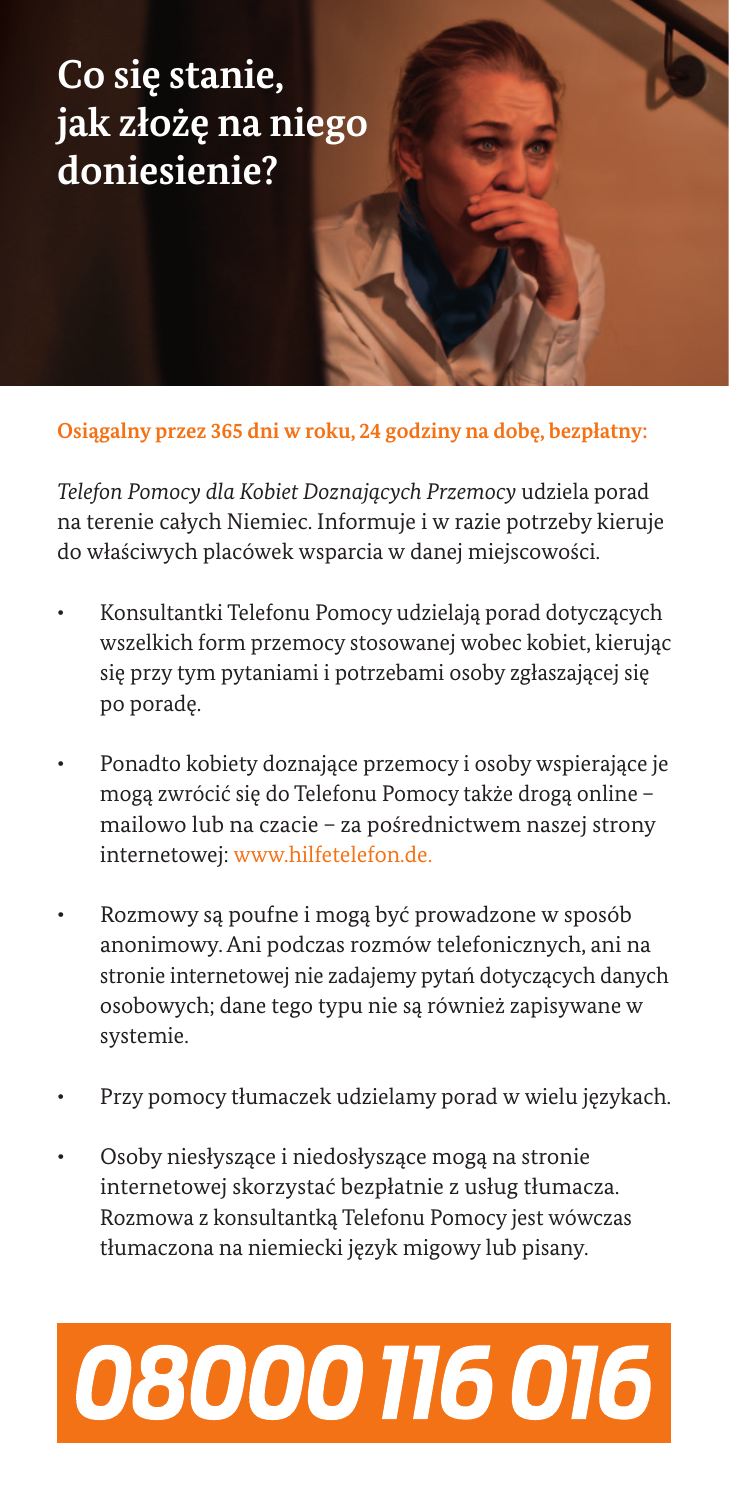# Co się stanie, jak złożę na niego doniesienie?

**Osiągalny przez 365 dni w roku, 24 godziny na dobę, bezpłatny:**

*Telefon Pomocy dla Kobiet Doznających Przemocy* udziela porad na terenie całych Niemiec. Informuje i w razie potrzeby kieruje do właściwych placówek wsparcia w danej miejscowości.

- Konsultantki Telefonu Pomocy udzielają porad dotyczących wszelkich form przemocy stosowanej wobec kobiet, kierując się przy tym pytaniami i potrzebami osoby zgłaszającej się po poradę.
- Ponadto kobiety doznające przemocy i osoby wspierające je mogą zwrócić się do Telefonu Pomocy także drogą online – mailowo lub na czacie – za pośrednictwem naszej strony internetowej: www.hilfetelefon.de.
- Rozmowy są poufne i mogą być prowadzone w sposób anonimowy. Ani podczas rozmów telefonicznych, ani na stronie internetowej nie zadajemy pytań dotyczących danych osobowych; dane tego typu nie są również zapisywane w systemie.
- Przy pomocy tłumaczek udzielamy porad w wielu językach.
- Osoby niesłyszące i niedosłyszące mogą na stronie internetowej skorzystać bezpłatnie z usług tłumacza. Rozmowa z konsultantką Telefonu Pomocy jest wówczas tłumaczona na niemiecki język migowy lub pisany.

**08000 116 016**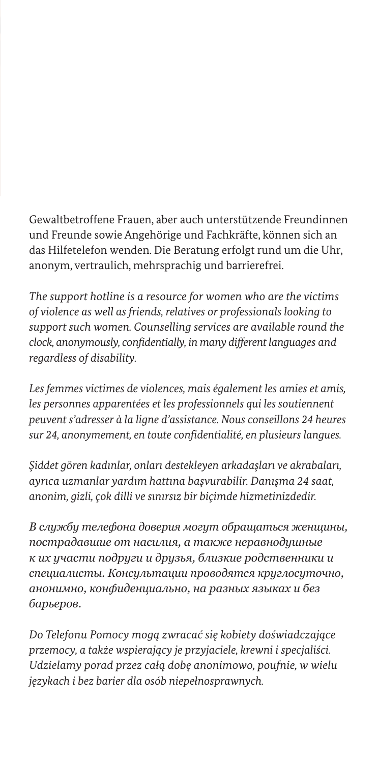Gewaltbetroffene Frauen, aber auch unterstützende Freundinnen und Freunde sowie Angehörige und Fachkräfte, können sich an das Hilfetelefon wenden. Die Beratung erfolgt rund um die Uhr, anonym, vertraulich, mehrsprachig und barrierefrei.

*The support hotline is a resource for women who are the victims of violence as well as friends, relatives or professionals looking to support such women. Counselling services are available round the clock, anonymously, confidentially, in many different languages and regardless of disability.*

*Les femmes victimes de violences, mais également les amies et amis, les personnes apparentées et les professionnels qui les soutiennent peuvent s'adresser à la ligne d'assistance. Nous conseillons 24 heures sur 24, anonymement, en toute confidentialité, en plusieurs langues.*

*Şiddet gören kadınlar, onları destekleyen arkadaşları ve akrabaları, ayrıca uzmanlar yardım hattına başvurabilir. Danışma 24 saat, anonim, gizli, çok dilli ve sınırsız bir biçimde hizmetinizdedir.*

*В службу телефона доверия могут обращаться женщины, пострадавшие от насилия, а также неравнодушные к их участи подруги и друзья, близкие родственники и специалисты. Консультации проводятся круглосуточно, анонимно, конфиденциально, на разных языках и без барьеров.*

*Do Telefonu Pomocy mogą zwracać się kobiety doświadczające przemocy, a także wspierający je przyjaciele, krewni i specjaliści. Udzielamy porad przez całą dobę anonimowo, poufnie, w wielu językach i bez barier dla osób niepełnosprawnych.*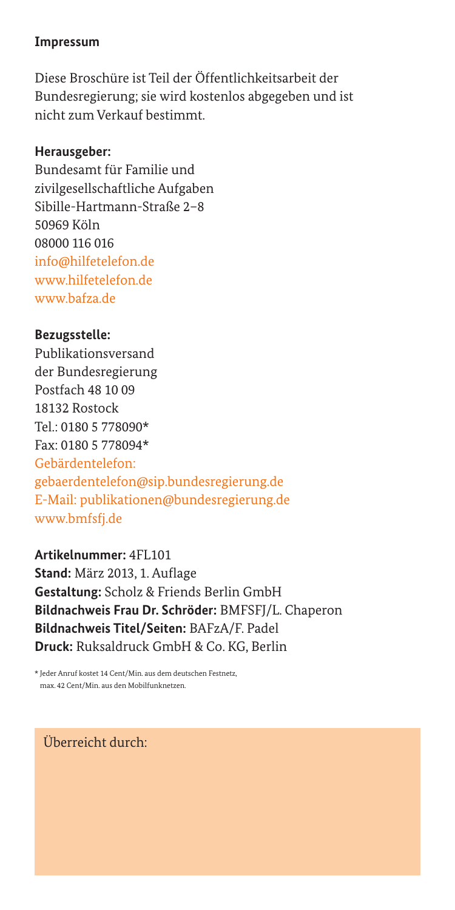## Impressum

Diese Broschüre ist Teil der Öffentlichkeitsarbeit der Bundesregierung; sie wird kostenlos abgegeben und ist nicht zum Verkauf bestimmt.

**Herausgeber:**
Bundesamt für Familie und
zivilgesellschaftliche Aufgaben
Sibille-Hartmann-Straße 2–8
50969 Köln
08000 116 016
info@hilfetelefon.de
www.hilfetelefon.de
www.bafza.de

**Bezugsstelle:**
Publikationsversand
der Bundesregierung
Postfach 48 10 09
18132 Rostock
Tel.: 0180 5 778090*
Fax: 0180 5 778094*
Gebärdentelefon:
gebaerdentelefon@sip.bundesregierung.de
E-Mail: publikationen@bundesregierung.de
www.bmfsfj.de

**Artikelnummer:** 4FL101
**Stand:** März 2013, 1. Auflage
**Gestaltung:** Scholz & Friends Berlin GmbH
**Bildnachweis Frau Dr. Schröder:** BMFSFJ/L. Chaperon
**Bildnachweis Titel/Seiten:** BAFzA/F. Padel
**Druck:** Ruksaldruck GmbH & Co. KG, Berlin

* Jeder Anruf kostet 14 Cent/Min. aus dem deutschen Festnetz, max. 42 Cent/Min. aus den Mobilfunknetzen.

Überreicht durch: